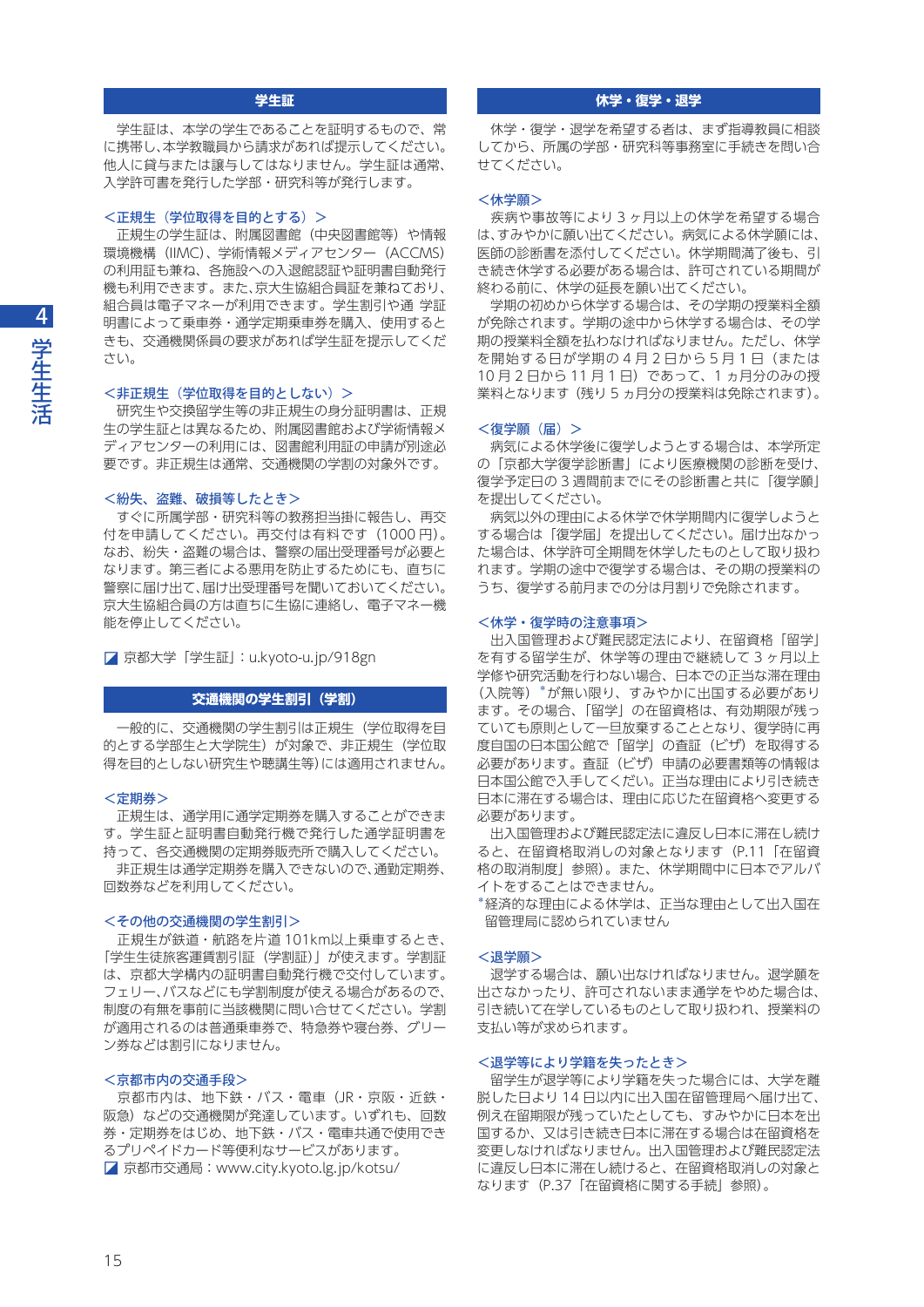## 学生証

学生証は、本学の学生であることを証明するもので、常に携帯し、本学教職員から請求があれば提示してください。他人に貸与または譲与してはなりません。学生証は通常、入学許可書を発行した学部・研究科等が発行します。

### <正規生（学位取得を目的とする）>

正規生の学生証は、附属図書館（中央図書館等）や情報環境機構（IIMC）、学術情報メディアセンター（ACCMS）の利用証も兼ね、各施設への入退館認証や証明書自動発行機も利用できます。また、京大生協組合員証を兼ねており、組合員は電子マネーが利用できます。学生割引や通 学証明書によって乗車券・通学定期乗車券を購入、使用するときも、交通機関係員の要求があれば学生証を提示してください。

### <非正規生（学位取得を目的としない）>

研究生や交換留学生等の非正規生の身分証明書は、正規生の学生証とは異なるため、附属図書館および学術情報メディアセンターの利用には、図書館利用証の申請が別途必要です。非正規生は通常、交通機関の学割の対象外です。

### <紛失、盗難、破損等したとき>

すぐに所属学部・研究科等の教務担当掛に報告し、再交付を申請してください。再交付は有料です（1000 円）。なお、紛失・盗難の場合は、警察の届出受理番号が必要となります。第三者による悪用を防止するためにも、直ちに警察に届け出て、届け出受理番号を聞いておいてください。京大生協組合員の方は直ちに生協に連絡し、電子マネー機能を停止してください。

◪ 京都大学「学生証」: u.kyoto-u.jp/918gn

## 交通機関の学生割引（学割）

一般的に、交通機関の学生割引は正規生（学位取得を目的とする学部生と大学院生）が対象で、非正規生（学位取得を目的としない研究生や聴講生等）には適用されません。

### <定期券>

正規生は、通学用に通学定期券を購入することができます。学生証と証明書自動発行機で発行した通学証明書を持って、各交通機関の定期券販売所で購入してください。

非正規生は通学定期券を購入できないので、通勤定期券、回数券などを利用してください。

### <その他の交通機関の学生割引>

正規生が鉄道・航路を片道 101km以上乗車するとき、「学生生徒旅客運賃割引証（学割証）」が使えます。学割証は、京都大学構内の証明書自動発行機で交付しています。フェリー、バスなどにも学割制度が使える場合があるので、制度の有無を事前に当該機関に問い合せてください。学割が適用されるのは普通乗車券で、特急券や寝台券、グリーン券などは割引になりません。

### <京都市内の交通手段>

京都市内は、地下鉄・バス・電車（JR・京阪・近鉄・阪急）などの交通機関が発達しています。いずれも、回数券・定期券をはじめ、地下鉄・バス・電車共通で使用できるプリペイドカード等便利なサービスがあります。

◪ 京都市交通局：www.city.kyoto.lg.jp/kotsu/

## 休学・復学・退学

休学・復学・退学を希望する者は、まず指導教員に相談してから、所属の学部・研究科等事務室に手続きを問い合せてください。

### <休学願>

疾病や事故等により 3 ヶ月以上の休学を希望する場合は、すみやかに願い出てください。病気による休学願には、医師の診断書を添付してください。休学期間満了後も、引き続き休学する必要がある場合は、許可されている期間が終わる前に、休学の延長を願い出てください。

学期の初めから休学する場合は、その学期の授業料全額が免除されます。学期の途中から休学する場合は、その学期の授業料全額を払わなければなりません。ただし、休学を開始する日が学期の 4 月 2 日から 5 月 1 日（または 10 月 2 日から 11 月 1 日）であって、1 ヵ月分のみの授業料となります（残り 5 ヵ月分の授業料は免除されます）。

### <復学願（届）>

病気による休学後に復学しようとする者は、本学所定の「京都大学復学診断書」により医療機関の診断を受け、復学予定日の 3 週間前までにその診断書と共に「復学願」を提出してください。

病気以外の理由による休学で休学期間内に復学しようとする場合は「復学届」を提出してください。届け出なかった場合は、休学許可全期間を休学したものとして取り扱われます。学期の途中で復学する場合は、その期の授業料のうち、復学する前月までの分は月割りで免除されます。

### <休学・復学時の注意事項>

出入国管理および難民認定法により、在留資格「留学」を有する留学生が、休学等の理由で継続して 3 ヶ月以上学修や研究活動を行わない場合、日本での正当な滞在理由（入院等）* が無い限り、すみやかに出国する必要があります。その場合、「留学」の在留資格は、有効期限が残っていても原則として一旦放棄することとなり、復学時に再度自国の日本国公館で「留学」の査証（ビザ）を取得する必要があります。査証（ビザ）申請の必要書類等の情報は日本国公館で入手してください。正当な理由により引き続き日本に滞在する場合は、理由に応じた在留資格へ変更する必要があります。

出入国管理および難民認定法に違反し日本に滞在し続けると、在留資格取消しの対象となります（P.11「在留資格の取消制度」参照）。また、休学期間中に日本でアルバイトをすることはできません。

*経済的な理由による休学は、正当な理由として出入国在留管理局に認められていません

### <退学願>

退学する場合は、願い出なければなりません。退学願を出さなかったり、許可されないまま通学をやめた場合は、引き続いて在学しているものとして取り扱われ、授業料の支払い等が求められます。

### <退学等により学籍を失ったとき>

留学生が退学等により学籍を失った場合には、大学を離脱した日より 14 日以内に出入国在留管理局へ届け出て、例え在留期限が残っていたとしても、すみやかに日本を出国するか、又は引き続き日本に滞在する場合は在留資格を変更しなければなりません。出入国管理および難民認定法に違反し日本に滞在し続けると、在留資格取消しの対象となります（P.37「在留資格に関する手続」参照）。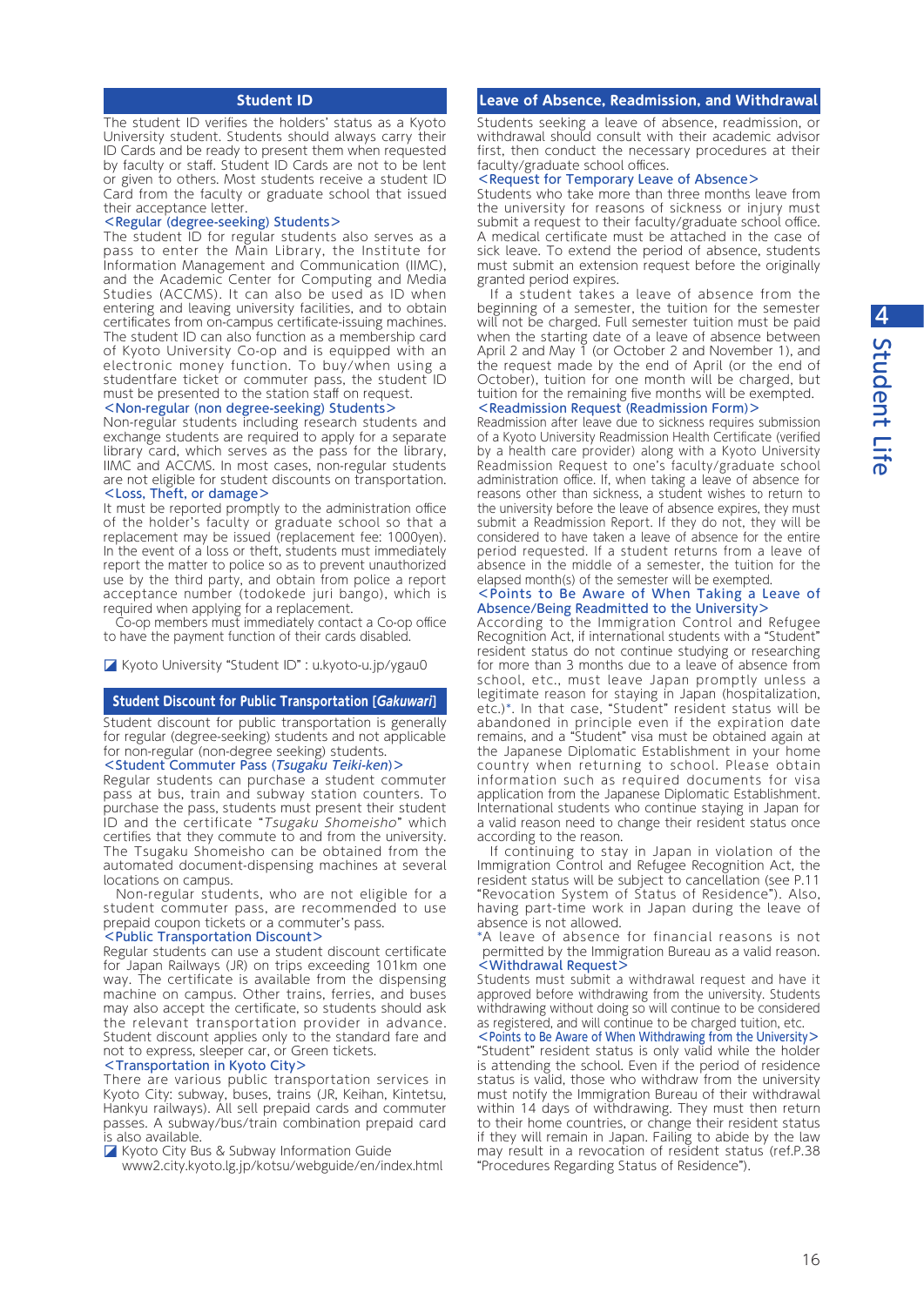## Student ID

The student ID verifies the holders' status as a Kyoto University student. Students should always carry their ID Cards and be ready to present them when requested by faculty or staff. Student ID Cards are not to be lent or given to others. Most students receive a student ID Card from the faculty or graduate school that issued their acceptance letter.

<Regular (degree-seeking) Students>

The student ID for regular students also serves as a pass to enter the Main Library, the Institute for Information Management and Communication (IIMC), and the Academic Center for Computing and Media Studies (ACCMS). It can also be used as ID when entering and leaving university facilities, and to obtain certificates from on-campus certificate-issuing machines. The student ID can also function as a membership card of Kyoto University Co-op and is equipped with an electronic money function. To buy/when using a studentfare ticket or commuter pass, the student ID must be presented to the station staff on request.

<Non-regular (non degree-seeking) Students>

Non-regular students including research students and exchange students are required to apply for a separate library card, which serves as the pass for the library, IIMC and ACCMS. In most cases, non-regular students are not eligible for student discounts on transportation.

<Loss, Theft, or damage>

It must be reported promptly to the administration office of the holder's faculty or graduate school so that a replacement may be issued (replacement fee: 1000yen). In the event of a loss or theft, students must immediately report the matter to police so as to prevent unauthorized use by the third party, and obtain from police a report acceptance number (todokede juri bango), which is required when applying for a replacement.

Co-op members must immediately contact a Co-op office to have the payment function of their cards disabled.

Kyoto University "Student ID" : u.kyoto-u.jp/ygau0

## Student Discount for Public Transportation [*Gakuwari*]

Student discount for public transportation is generally for regular (degree-seeking) students and not applicable for non-regular (non-degree seeking) students.

<Student Commuter Pass (*Tsugaku Teiki-ken*)>

Regular students can purchase a student commuter pass at bus, train and subway station counters. To purchase the pass, students must present their student ID and the certificate "*Tsugaku Shomeisho*" which certifies that they commute to and from the university. The Tsugaku Shomeisho can be obtained from the automated document-dispensing machines at several locations on campus.

Non-regular students, who are not eligible for a student commuter pass, are recommended to use prepaid coupon tickets or a commuter's pass.

<Public Transportation Discount>

Regular students can use a student discount certificate for Japan Railways (JR) on trips exceeding 101km one way. The certificate is available from the dispensing machine on campus. Other trains, ferries, and buses may also accept the certificate, so students should ask the relevant transportation provider in advance. Student discount applies only to the standard fare and not to express, sleeper car, or Green tickets.

<Transportation in Kyoto City>

There are various public transportation services in Kyoto City: subway, buses, trains (JR, Keihan, Kintetsu, Hankyu railways). All sell prepaid cards and commuter passes. A subway/bus/train combination prepaid card is also available.

Kyoto City Bus & Subway Information Guide
www2.city.kyoto.lg.jp/kotsu/webguide/en/index.html

## Leave of Absence, Readmission, and Withdrawal

Students seeking a leave of absence, readmission, or withdrawal should consult with their academic advisor first, then conduct the necessary procedures at their faculty/graduate school offices.

<Request for Temporary Leave of Absence>

Students who take more than three months leave from the university for reasons of sickness or injury must submit a request to their faculty/graduate school office. A medical certificate must be attached in the case of sick leave. To extend the period of absence, students must submit an extension request before the originally granted period expires.

If a student takes a leave of absence from the beginning of a semester, the tuition for the semester will not be charged. Full semester tuition must be paid when the starting date of a leave of absence between April 2 and May 1 (or October 2 and November 1), and the request made by the end of April (or the end of October), tuition for one month will be charged, but tuition for the remaining five months will be exempted.

<Readmission Request (Readmission Form)>

Readmission after leave due to sickness requires submission of a Kyoto University Readmission Health Certificate (verified by a health care provider) along with a Kyoto University Readmission Request to one's faculty/graduate school administration office. If, when taking a leave of absence for reasons other than sickness, a student wishes to return to the university before the leave of absence expires, they must submit a Readmission Report. If they do not, they will be considered to have taken a leave of absence for the entire period requested. If a student returns from a leave of absence in the middle of a semester, the tuition for the elapsed month(s) of the semester will be exempted.

<Points to Be Aware of When Taking a Leave of Absence/Being Readmitted to the University>

According to the Immigration Control and Refugee Recognition Act, if international students with a "Student" resident status do not continue studying or researching for more than 3 months due to a leave of absence from school, etc., must leave Japan promptly unless a legitimate reason for staying in Japan (hospitalization, etc.)*. In that case, "Student" resident status will be abandoned in principle even if the expiration date remains, and a "Student" visa must be obtained again at the Japanese Diplomatic Establishment in your home country when returning to school. Please obtain information such as required documents for visa application from the Japanese Diplomatic Establishment. International students who continue staying in Japan for a valid reason need to change their resident status once according to the reason.

If continuing to stay in Japan in violation of the Immigration Control and Refugee Recognition Act, the resident status will be subject to cancellation (see P.11 "Revocation System of Status of Residence"). Also, having part-time work in Japan during the leave of absence is not allowed.

*A leave of absence for financial reasons is not permitted by the Immigration Bureau as a valid reason.

<Withdrawal Request>

Students must submit a withdrawal request and have it approved before withdrawing from the university. Students withdrawing without doing so will continue to be considered as registered, and will continue to be charged tuition, etc.

<Points to Be Aware of When Withdrawing from the University>

"Student" resident status is only valid while the holder is attending the school. Even if the period of residence status is valid, those who withdraw from the university must notify the Immigration Bureau of their withdrawal within 14 days of withdrawing. They must then return to their home countries, or change their resident status if they will remain in Japan. Failing to abide by the law may result in a revocation of resident status (ref.P.38 "Procedures Regarding Status of Residence").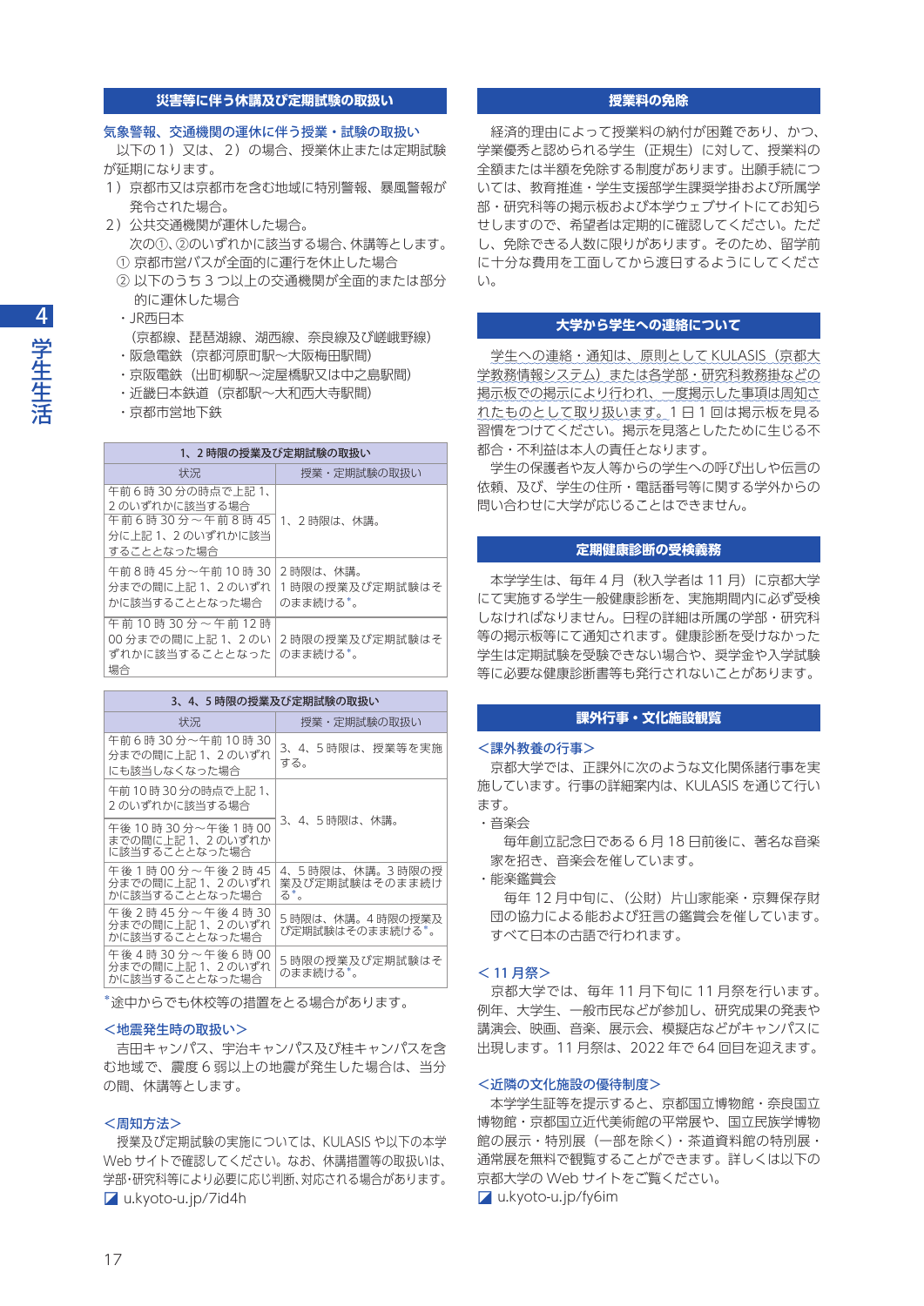## 災害等に伴う休講及び定期試験の取扱い

### 気象警報、交通機関の運休に伴う授業・試験の取扱い

以下の1）又は、2）の場合、授業休止または定期試験が延期になります。

1）京都市又は京都市を含む地域に特別警報、暴風警報が発令された場合。
2）公共交通機関が運休した場合。
　次の①、②のいずれかに該当する場合、休講等とします。
　① 京都市営バスが全面的に運行を休止した場合
　② 以下のうち3つ以上の交通機関が全面的または部分的に運休した場合
　・JR西日本
　（京都線、琵琶湖線、湖西線、奈良線及び嵯峨野線）
　・阪急電鉄（京都河原町駅～大阪梅田駅間）
　・京阪電鉄（出町柳駅～淀屋橋駅又は中之島駅間）
　・近畿日本鉄道（京都駅～大和西大寺駅間）
　・京都市営地下鉄

**1、2時限の授業及び定期試験の取扱い**

| 状況 | 授業・定期試験の取扱い |
|---|---|
| 午前6時30分の時点で上記1、2のいずれかに該当する場合<br>午前6時30分～午前8時45分に上記1、2のいずれかに該当することとなった場合 | 1、2時限は、休講。 |
| 午前8時45分～午前10時30分までの間に上記1、2のいずれかに該当することとなった場合 | 2時限は、休講。<br>1時限の授業及び定期試験はそのまま続ける*。 |
| 午前10時30分～午前12時00分までの間に上記1、2のいずれかに該当することとなった場合 | 2時限の授業及び定期試験はそのまま続ける*。 |

**3、4、5時限の授業及び定期試験の取扱い**

| 状況 | 授業・定期試験の取扱い |
|---|---|
| 午前6時30分～午前10時30分までの間に上記1、2のいずれにも該当しなくなった場合 | 3、4、5時限は、授業等を実施する。 |
| 午前10時30分の時点で上記1、2のいずれかに該当する場合<br>午後10時30分～午後1時00までの間に上記1、2のいずれかに該当することとなった場合 | 3、4、5時限は、休講。 |
| 午後1時00分～午後2時45分までの間に上記1、2のいずれかに該当することとなった場合 | 4、5時限は、休講。3時限の授業及び定期試験はそのまま続ける*。 |
| 午後2時45分～午後4時30分までの間に上記1、2のいずれかに該当することとなった場合 | 5時限は、休講。4時限の授業及び定期試験はそのまま続ける*。 |
| 午後4時30分～午後6時00分までの間に上記1、2のいずれかに該当することとなった場合 | 5時限の授業及び定期試験はそのまま続ける*。 |

*途中からでも休校等の措置をとる場合があります。

### ＜地震発生時の取扱い＞

吉田キャンパス、宇治キャンパス及び桂キャンパスを含む地域で、震度6弱以上の地震が発生した場合は、当分の間、休講等とします。

### ＜周知方法＞

授業及び定期試験の実施については、KULASISや以下の本学Webサイトで確認してください。なお、休講措置等の取扱いは、学部･研究科等により必要に応じ判断、対応される場合があります。

u.kyoto-u.jp/7id4h

## 授業料の免除

経済的理由によって授業料の納付が困難であり、かつ、学業優秀と認められる学生（正規生）に対して、授業料の全額または半額を免除する制度があります。出願手続については、教育推進・学生支援部学生課奨学掛および所属学部・研究科等の掲示板および本学ウェブサイトにてお知らせしますので、希望者は定期的に確認してください。ただし、免除できる人数に限りがあります。そのため、留学前に十分な費用を工面してから渡日するようにしてください。

## 大学から学生への連絡について

学生への連絡・通知は、原則としてKULASIS（京都大学教務情報システム）または各学部・研究科教務掛などの掲示板での掲示により行われ、一度掲示した事項は周知されたものとして取り扱います。1日1回は掲示板を見る習慣をつけてください。掲示を見落としたために生じる不都合・不利益は本人の責任となります。

学生の保護者や友人等からの学生への呼び出しや伝言の依頼、及び、学生の住所・電話番号等に関する学外からの問い合わせに大学が応じることはできません。

## 定期健康診断の受検義務

本学学生は、毎年4月（秋入学者は11月）に京都大学にて実施する学生一般健康診断を、実施期間内に必ず受検しなければなりません。日程の詳細は所属の学部・研究科等の掲示板等にて通知されます。健康診断を受けなかった学生は定期試験を受験できない場合や、奨学金や入学試験等に必要な健康診断書等も発行されないことがあります。

## 課外行事・文化施設観覧

### ＜課外教養の行事＞

京都大学では、正課外に次のような文化関係諸行事を実施しています。行事の詳細案内は、KULASISを通じて行います。

・音楽会
　毎年創立記念日である6月18日前後に、著名な音楽家を招き、音楽会を催しています。
・能楽鑑賞会
　毎年12月中旬に、（公財）片山家能楽・京舞保存財団の協力による能および狂言の鑑賞会を催しています。すべて日本の古語で行われます。

### ＜11月祭＞

京都大学では、毎年11月下旬に11月祭を行います。例年、大学生、一般市民などが参加し、研究成果の発表や講演会、映画、音楽、展示会、模擬店などがキャンパスに出現します。11月祭は、2022年で64回目を迎えます。

### ＜近隣の文化施設の優待制度＞

本学学生証等を提示すると、京都国立博物館・奈良国立博物館・京都国立近代美術館の平常展や、国立民族学博物館の展示・特別展（一部を除く）・茶道資料館の特別展・通常展を無料で観覧することができます。詳しくは以下の京都大学のWebサイトをご覧ください。

u.kyoto-u.jp/fy6im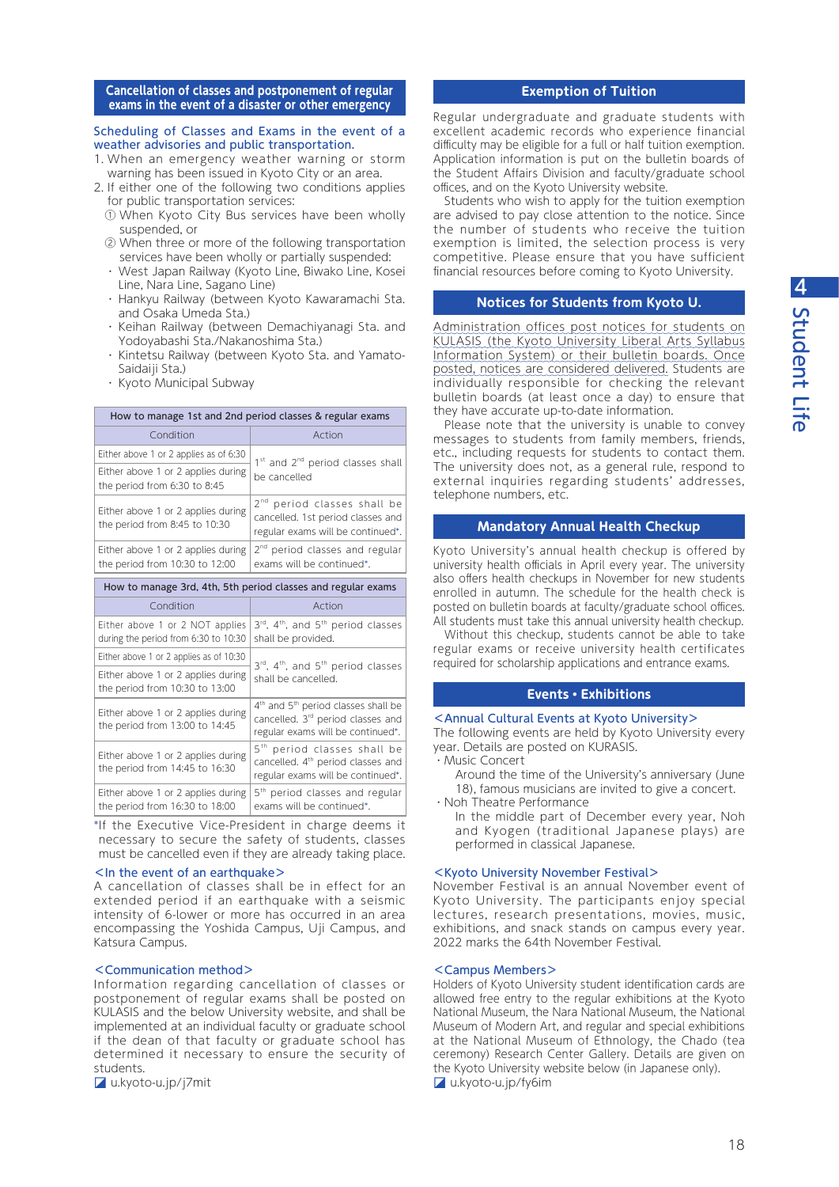## Cancellation of classes and postponement of regular exams in the event of a disaster or other emergency

### Scheduling of Classes and Exams in the event of a weather advisories and public transportation.

1. When an emergency weather warning or storm warning has been issued in Kyoto City or an area.
2. If either one of the following two conditions applies for public transportation services:
   ① When Kyoto City Bus services have been wholly suspended, or
   ② When three or more of the following transportation services have been wholly or partially suspended:
   - West Japan Railway (Kyoto Line, Biwako Line, Kosei Line, Nara Line, Sagano Line)
   - Hankyu Railway (between Kyoto Kawaramachi Sta. and Osaka Umeda Sta.)
   - Keihan Railway (between Demachiyanagi Sta. and Yodoyabashi Sta./Nakanoshima Sta.)
   - Kintetsu Railway (between Kyoto Sta. and Yamato-Saidaiji Sta.)
   - Kyoto Municipal Subway

**How to manage 1st and 2nd period classes & regular exams**

| Condition | Action |
|---|---|
| Either above 1 or 2 applies as of 6:30 | 1st and 2nd period classes shall be cancelled |
| Either above 1 or 2 applies during the period from 6:30 to 8:45 | 1st and 2nd period classes shall be cancelled |
| Either above 1 or 2 applies during the period from 8:45 to 10:30 | 2nd period classes shall be cancelled. 1st period classes and regular exams will be continued*. |
| Either above 1 or 2 applies during the period from 10:30 to 12:00 | 2nd period classes and regular exams will be continued*. |

**How to manage 3rd, 4th, 5th period classes and regular exams**

| Condition | Action |
|---|---|
| Either above 1 or 2 NOT applies during the period from 6:30 to 10:30 | 3rd, 4th, and 5th period classes shall be provided. |
| Either above 1 or 2 applies as of 10:30 | 3rd, 4th, and 5th period classes shall be cancelled. |
| Either above 1 or 2 applies during the period from 10:30 to 13:00 | 3rd, 4th, and 5th period classes shall be cancelled. |
| Either above 1 or 2 applies during the period from 13:00 to 14:45 | 4th and 5th period classes shall be cancelled. 3rd period classes and regular exams will be continued*. |
| Either above 1 or 2 applies during the period from 14:45 to 16:30 | 5th period classes shall be cancelled. 4th period classes and regular exams will be continued*. |
| Either above 1 or 2 applies during the period from 16:30 to 18:00 | 5th period classes and regular exams will be continued*. |

*If the Executive Vice-President in charge deems it necessary to secure the safety of students, classes must be cancelled even if they are already taking place.

### <In the event of an earthquake>

A cancellation of classes shall be in effect for an extended period if an earthquake with a seismic intensity of 6-lower or more has occurred in an area encompassing the Yoshida Campus, Uji Campus, and Katsura Campus.

### <Communication method>

Information regarding cancellation of classes or postponement of regular exams shall be posted on KULASIS and the below University website, and shall be implemented at an individual faculty or graduate school if the dean of that faculty or graduate school has determined it necessary to ensure the security of students.

u.kyoto-u.jp/j7mit

## Exemption of Tuition

Regular undergraduate and graduate students with excellent academic records who experience financial difficulty may be eligible for a full or half tuition exemption. Application information is put on the bulletin boards of the Student Affairs Division and faculty/graduate school offices, and on the Kyoto University website.

Students who wish to apply for the tuition exemption are advised to pay close attention to the notice. Since the number of students who receive the tuition exemption is limited, the selection process is very competitive. Please ensure that you have sufficient financial resources before coming to Kyoto University.

## Notices for Students from Kyoto U.

Administration offices post notices for students on KULASIS (the Kyoto University Liberal Arts Syllabus Information System) or their bulletin boards. Once posted, notices are considered delivered. Students are individually responsible for checking the relevant bulletin boards (at least once a day) to ensure that they have accurate up-to-date information.

Please note that the university is unable to convey messages to students from family members, friends, etc., including requests for students to contact them. The university does not, as a general rule, respond to external inquiries regarding students' addresses, telephone numbers, etc.

## Mandatory Annual Health Checkup

Kyoto University's annual health checkup is offered by university health officials in April every year. The university also offers health checkups in November for new students enrolled in autumn. The schedule for the health check is posted on bulletin boards at faculty/graduate school offices. All students must take this annual university health checkup.

Without this checkup, students cannot be able to take regular exams or receive university health certificates required for scholarship applications and entrance exams.

## Events • Exhibitions

### <Annual Cultural Events at Kyoto University>

The following events are held by Kyoto University every year. Details are posted on KURASIS.

- Music Concert
  Around the time of the University's anniversary (June 18), famous musicians are invited to give a concert.
- Noh Theatre Performance
  In the middle part of December every year, Noh and Kyogen (traditional Japanese plays) are performed in classical Japanese.

### <Kyoto University November Festival>

November Festival is an annual November event of Kyoto University. The participants enjoy special lectures, research presentations, movies, music, exhibitions, and snack stands on campus every year. 2022 marks the 64th November Festival.

### <Campus Members>

Holders of Kyoto University student identification cards are allowed free entry to the regular exhibitions at the Kyoto National Museum, the Nara National Museum, the National Museum of Modern Art, and regular and special exhibitions at the National Museum of Ethnology, the Chado (tea ceremony) Research Center Gallery. Details are given on the Kyoto University website below (in Japanese only).

u.kyoto-u.jp/fy6im